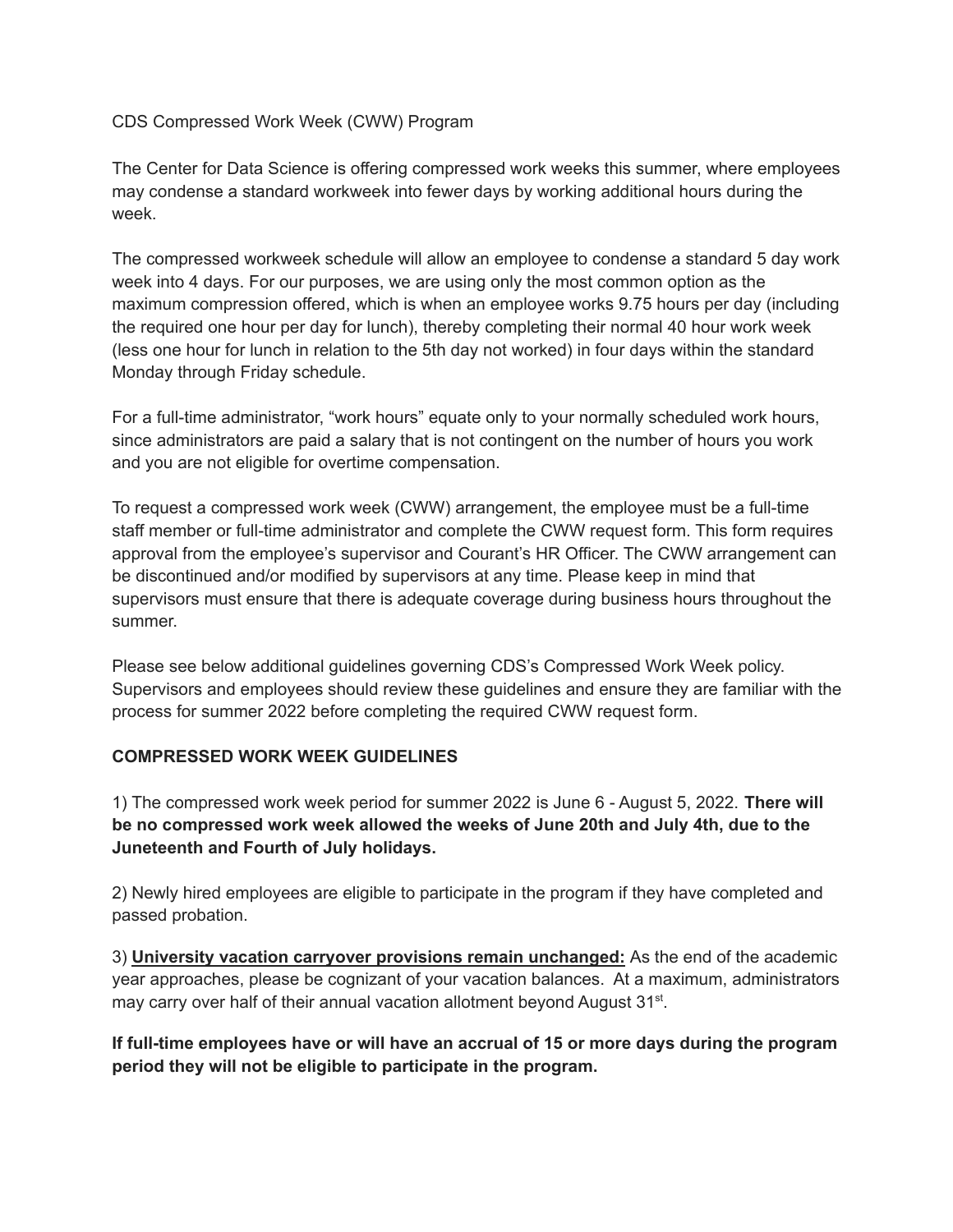CDS Compressed Work Week (CWW) Program

The Center for Data Science is offering compressed work weeks this summer, where employees may condense a standard workweek into fewer days by working additional hours during the week.

The compressed workweek schedule will allow an employee to condense a standard 5 day work week into 4 days. For our purposes, we are using only the most common option as the maximum compression offered, which is when an employee works 9.75 hours per day (including the required one hour per day for lunch), thereby completing their normal 40 hour work week (less one hour for lunch in relation to the 5th day not worked) in four days within the standard Monday through Friday schedule.

For a full-time administrator, "work hours" equate only to your normally scheduled work hours, since administrators are paid a salary that is not contingent on the number of hours you work and you are not eligible for overtime compensation.

To request a compressed work week (CWW) arrangement, the employee must be a full-time staff member or full-time administrator and complete the CWW request form. This form requires approval from the employee's supervisor and Courant's HR Officer. The CWW arrangement can be discontinued and/or modified by supervisors at any time. Please keep in mind that supervisors must ensure that there is adequate coverage during business hours throughout the summer.

Please see below additional guidelines governing CDS's Compressed Work Week policy. Supervisors and employees should review these guidelines and ensure they are familiar with the process for summer 2022 before completing the required CWW request form.

**COMPRESSED WORK WEEK GUIDELINES**

1) The compressed work week period for summer 2022 is June 6 - August 5, 2022. **There will be no compressed work week allowed the weeks of June 20th and July 4th, due to the Juneteenth and Fourth of July holidays.**

2) Newly hired employees are eligible to participate in the program if they have completed and passed probation.

3) **University vacation carryover provisions remain unchanged:** As the end of the academic year approaches, please be cognizant of your vacation balances. At a maximum, administrators may carry over half of their annual vacation allotment beyond August 31st.

**If full-time employees have or will have an accrual of 15 or more days during the program period they will not be eligible to participate in the program.**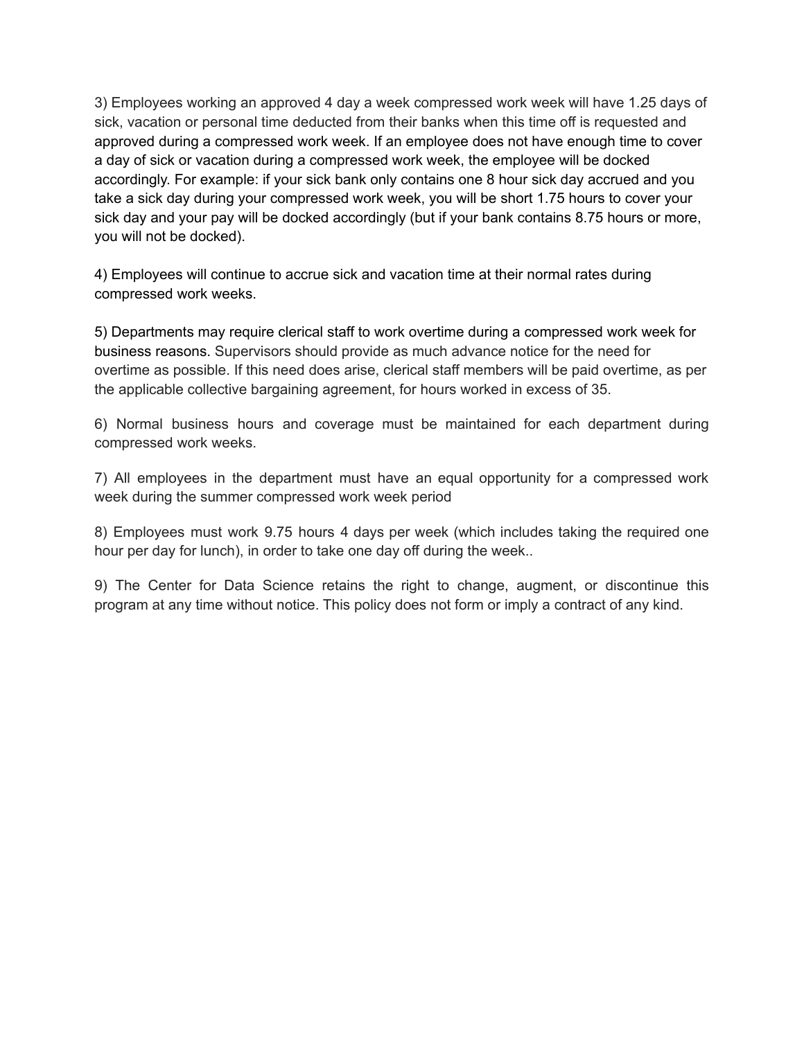3) Employees working an approved 4 day a week compressed work week will have 1.25 days of sick, vacation or personal time deducted from their banks when this time off is requested and approved during a compressed work week. If an employee does not have enough time to cover a day of sick or vacation during a compressed work week, the employee will be docked accordingly. For example: if your sick bank only contains one 8 hour sick day accrued and you take a sick day during your compressed work week, you will be short 1.75 hours to cover your sick day and your pay will be docked accordingly (but if your bank contains 8.75 hours or more, you will not be docked).

4) Employees will continue to accrue sick and vacation time at their normal rates during compressed work weeks.

5) Departments may require clerical staff to work overtime during a compressed work week for business reasons. Supervisors should provide as much advance notice for the need for overtime as possible. If this need does arise, clerical staff members will be paid overtime, as per the applicable collective bargaining agreement, for hours worked in excess of 35.

6) Normal business hours and coverage must be maintained for each department during compressed work weeks.

7) All employees in the department must have an equal opportunity for a compressed work week during the summer compressed work week period

8) Employees must work 9.75 hours 4 days per week (which includes taking the required one hour per day for lunch), in order to take one day off during the week..

9) The Center for Data Science retains the right to change, augment, or discontinue this program at any time without notice. This policy does not form or imply a contract of any kind.